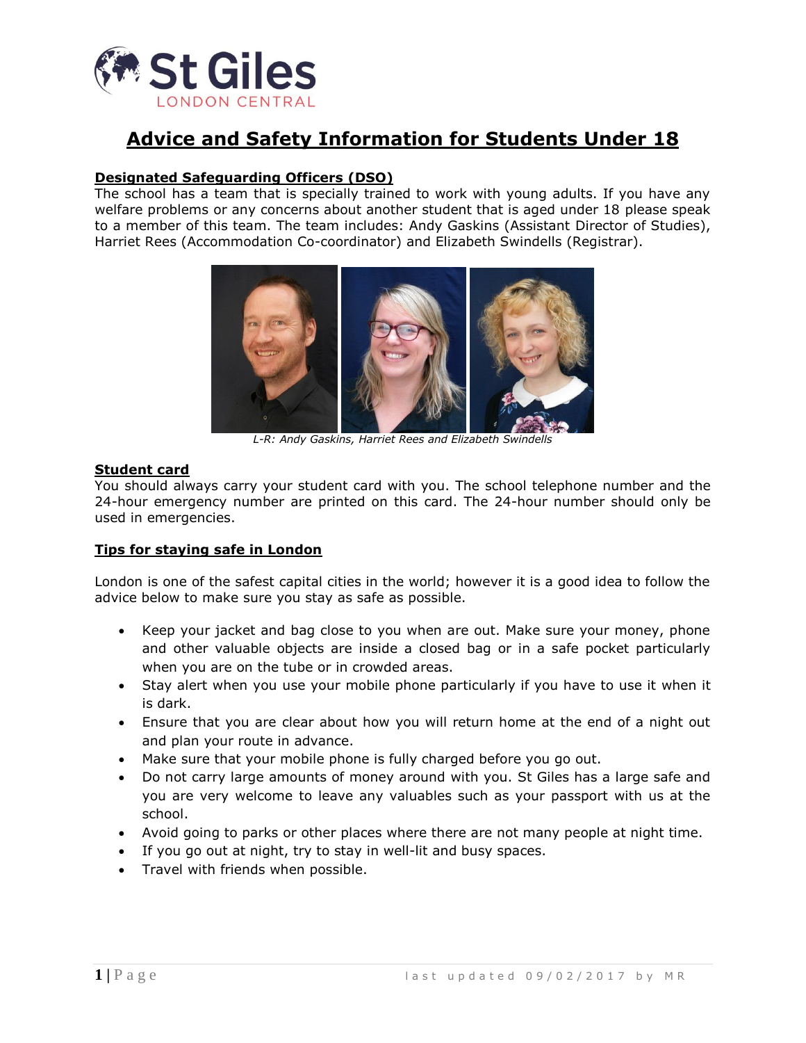# Advice and Safety Information for Students Under 18

## Designated Safeguarding Officers (DSO)

The school has a team that is specially trained to work with young adults. If you have any welfare problems or any concerns about another student that is aged under 18 please speak to a member of this team. The team includes: Andy Gaskins (Assistant Director of Studies), Harriet Rees (Accommodation Co-coordinator) and Elizabeth Swindells (Registrar).

*L-R: Andy Gaskins, Harriet Rees and Elizabeth Swindells*

## Student card

You should always carry your student card with you. The school telephone number and the 24-hour emergency number are printed on this card. The 24-hour number should only be used in emergencies.

## Tips for staying safe in London

London is one of the safest capital cities in the world; however it is a good idea to follow the advice below to make sure you stay as safe as possible.

- Keep your jacket and bag close to you when are out. Make sure your money, phone and other valuable objects are inside a closed bag or in a safe pocket particularly when you are on the tube or in crowded areas.
- Stay alert when you use your mobile phone particularly if you have to use it when it is dark.
- Ensure that you are clear about how you will return home at the end of a night out and plan your route in advance.
- Make sure that your mobile phone is fully charged before you go out.
- Do not carry large amounts of money around with you. St Giles has a large safe and you are very welcome to leave any valuables such as your passport with us at the school.
- Avoid going to parks or other places where there are not many people at night time.
- If you go out at night, try to stay in well-lit and busy spaces.
- Travel with friends when possible.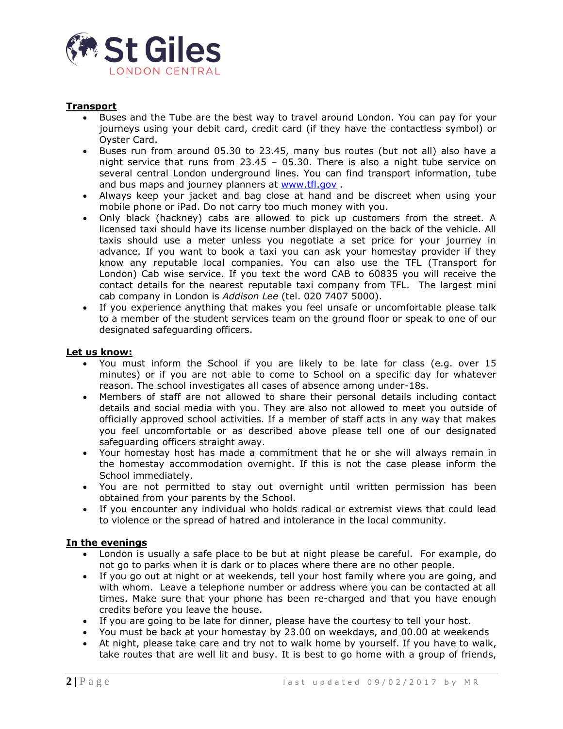**Transport**

- Buses and the Tube are the best way to travel around London. You can pay for your journeys using your debit card, credit card (if they have the contactless symbol) or Oyster Card.
- Buses run from around 05.30 to 23.45, many bus routes (but not all) also have a night service that runs from 23.45 – 05.30. There is also a night tube service on several central London underground lines. You can find transport information, tube and bus maps and journey planners at [www.tfl.gov](www.tfl.gov) .
- Always keep your jacket and bag close at hand and be discreet when using your mobile phone or iPad. Do not carry too much money with you.
- Only black (hackney) cabs are allowed to pick up customers from the street. A licensed taxi should have its license number displayed on the back of the vehicle. All taxis should use a meter unless you negotiate a set price for your journey in advance. If you want to book a taxi you can ask your homestay provider if they know any reputable local companies. You can also use the TFL (Transport for London) Cab wise service. If you text the word CAB to 60835 you will receive the contact details for the nearest reputable taxi company from TFL. The largest mini cab company in London is *Addison Lee* (tel. 020 7407 5000).
- If you experience anything that makes you feel unsafe or uncomfortable please talk to a member of the student services team on the ground floor or speak to one of our designated safeguarding officers.

**Let us know:**

- You must inform the School if you are likely to be late for class (e.g. over 15 minutes) or if you are not able to come to School on a specific day for whatever reason. The school investigates all cases of absence among under-18s.
- Members of staff are not allowed to share their personal details including contact details and social media with you. They are also not allowed to meet you outside of officially approved school activities. If a member of staff acts in any way that makes you feel uncomfortable or as described above please tell one of our designated safeguarding officers straight away.
- Your homestay host has made a commitment that he or she will always remain in the homestay accommodation overnight. If this is not the case please inform the School immediately.
- You are not permitted to stay out overnight until written permission has been obtained from your parents by the School.
- If you encounter any individual who holds radical or extremist views that could lead to violence or the spread of hatred and intolerance in the local community.

**In the evenings**

- London is usually a safe place to be but at night please be careful. For example, do not go to parks when it is dark or to places where there are no other people.
- If you go out at night or at weekends, tell your host family where you are going, and with whom. Leave a telephone number or address where you can be contacted at all times. Make sure that your phone has been re-charged and that you have enough credits before you leave the house.
- If you are going to be late for dinner, please have the courtesy to tell your host.
- You must be back at your homestay by 23.00 on weekdays, and 00.00 at weekends
- At night, please take care and try not to walk home by yourself. If you have to walk, take routes that are well lit and busy. It is best to go home with a group of friends,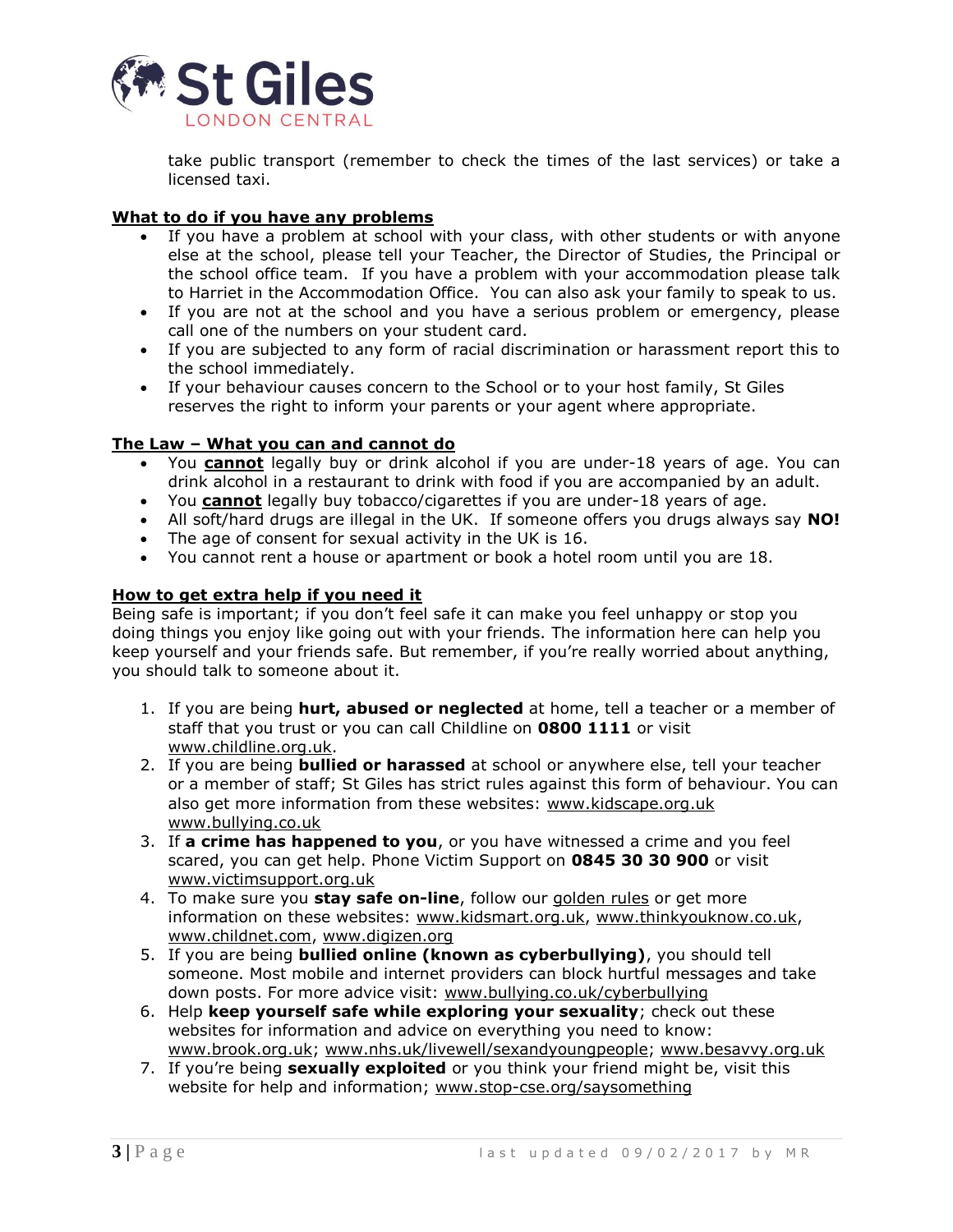take public transport (remember to check the times of the last services) or take a licensed taxi.

**What to do if you have any problems**

- If you have a problem at school with your class, with other students or with anyone else at the school, please tell your Teacher, the Director of Studies, the Principal or the school office team. If you have a problem with your accommodation please talk to Harriet in the Accommodation Office. You can also ask your family to speak to us.
- If you are not at the school and you have a serious problem or emergency, please call one of the numbers on your student card.
- If you are subjected to any form of racial discrimination or harassment report this to the school immediately.
- If your behaviour causes concern to the School or to your host family, St Giles reserves the right to inform your parents or your agent where appropriate.

**The Law – What you can and cannot do**

- You **cannot** legally buy or drink alcohol if you are under-18 years of age. You can drink alcohol in a restaurant to drink with food if you are accompanied by an adult.
- You **cannot** legally buy tobacco/cigarettes if you are under-18 years of age.
- All soft/hard drugs are illegal in the UK. If someone offers you drugs always say **NO!**
- The age of consent for sexual activity in the UK is 16.
- You cannot rent a house or apartment or book a hotel room until you are 18.

**How to get extra help if you need it**

Being safe is important; if you don't feel safe it can make you feel unhappy or stop you doing things you enjoy like going out with your friends. The information here can help you keep yourself and your friends safe. But remember, if you're really worried about anything, you should talk to someone about it.

1. If you are being **hurt, abused or neglected** at home, tell a teacher or a member of staff that you trust or you can call Childline on **0800 1111** or visit www.childline.org.uk.
2. If you are being **bullied or harassed** at school or anywhere else, tell your teacher or a member of staff; St Giles has strict rules against this form of behaviour. You can also get more information from these websites: www.kidscape.org.uk www.bullying.co.uk
3. If **a crime has happened to you**, or you have witnessed a crime and you feel scared, you can get help. Phone Victim Support on **0845 30 30 900** or visit www.victimsupport.org.uk
4. To make sure you **stay safe on-line**, follow our golden rules or get more information on these websites: www.kidsmart.org.uk, www.thinkyouknow.co.uk, www.childnet.com, www.digizen.org
5. If you are being **bullied online (known as cyberbullying)**, you should tell someone. Most mobile and internet providers can block hurtful messages and take down posts. For more advice visit: www.bullying.co.uk/cyberbullying
6. Help **keep yourself safe while exploring your sexuality**; check out these websites for information and advice on everything you need to know: www.brook.org.uk; www.nhs.uk/livewell/sexandyoungpeople; www.besavvy.org.uk
7. If you're being **sexually exploited** or you think your friend might be, visit this website for help and information; www.stop-cse.org/saysomething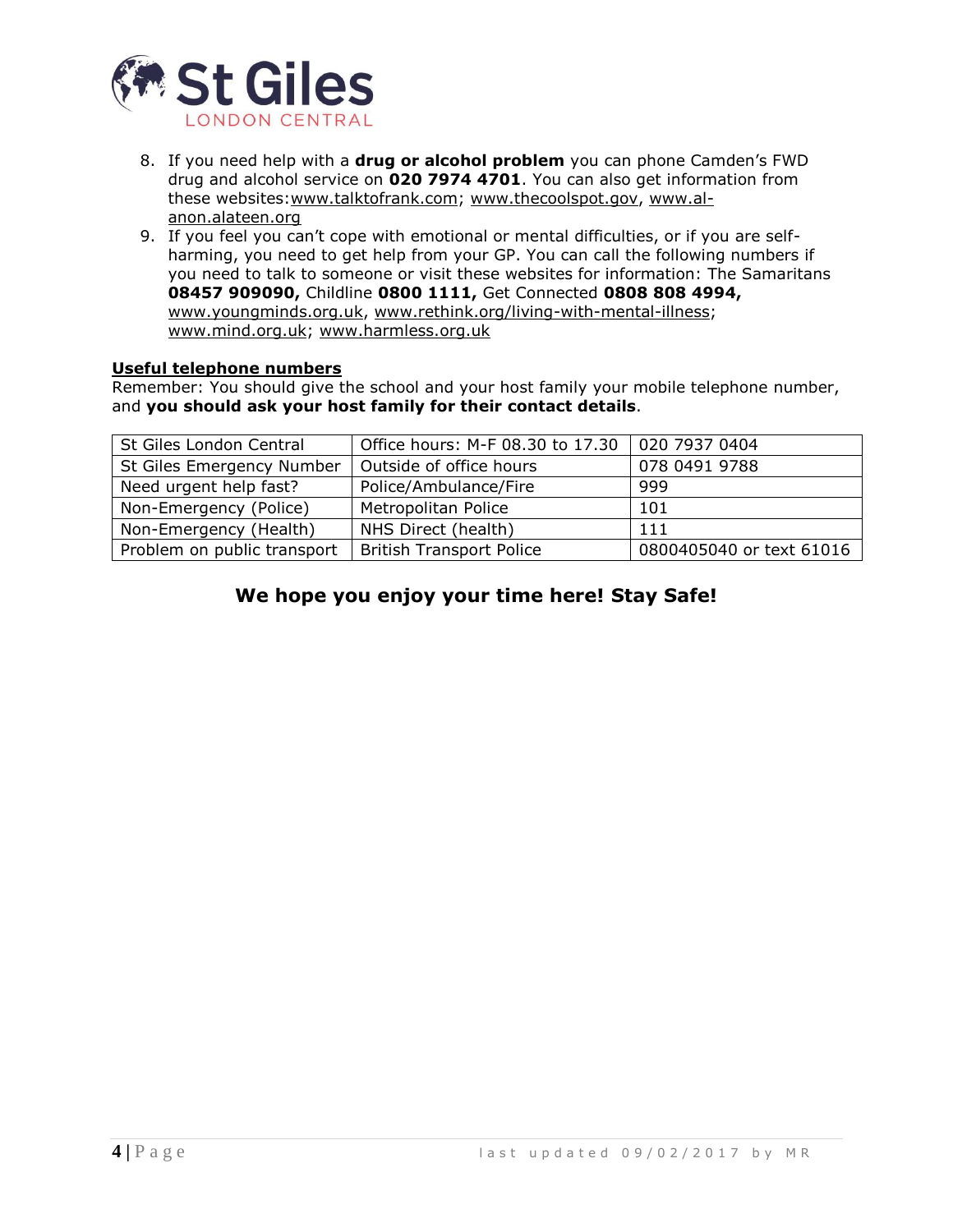8. If you need help with a **drug or alcohol problem** you can phone Camden's FWD drug and alcohol service on **020 7974 4701**. You can also get information from these websites: www.talktofrank.com; www.thecoolspot.gov, www.al-anon.alateen.org
9. If you feel you can't cope with emotional or mental difficulties, or if you are self-harming, you need to get help from your GP. You can call the following numbers if you need to talk to someone or visit these websites for information: The Samaritans **08457 909090,** Childline **0800 1111,** Get Connected **0808 808 4994,** www.youngminds.org.uk, www.rethink.org/living-with-mental-illness; www.mind.org.uk; www.harmless.org.uk

**Useful telephone numbers**

Remember: You should give the school and your host family your mobile telephone number, and **you should ask your host family for their contact details**.

| | | |
|---|---|---|
| St Giles London Central | Office hours: M-F 08.30 to 17.30 | 020 7937 0404 |
| St Giles Emergency Number | Outside of office hours | 078 0491 9788 |
| Need urgent help fast? | Police/Ambulance/Fire | 999 |
| Non-Emergency (Police) | Metropolitan Police | 101 |
| Non-Emergency (Health) | NHS Direct (health) | 111 |
| Problem on public transport | British Transport Police | 0800405040 or text 61016 |

**We hope you enjoy your time here! Stay Safe!**